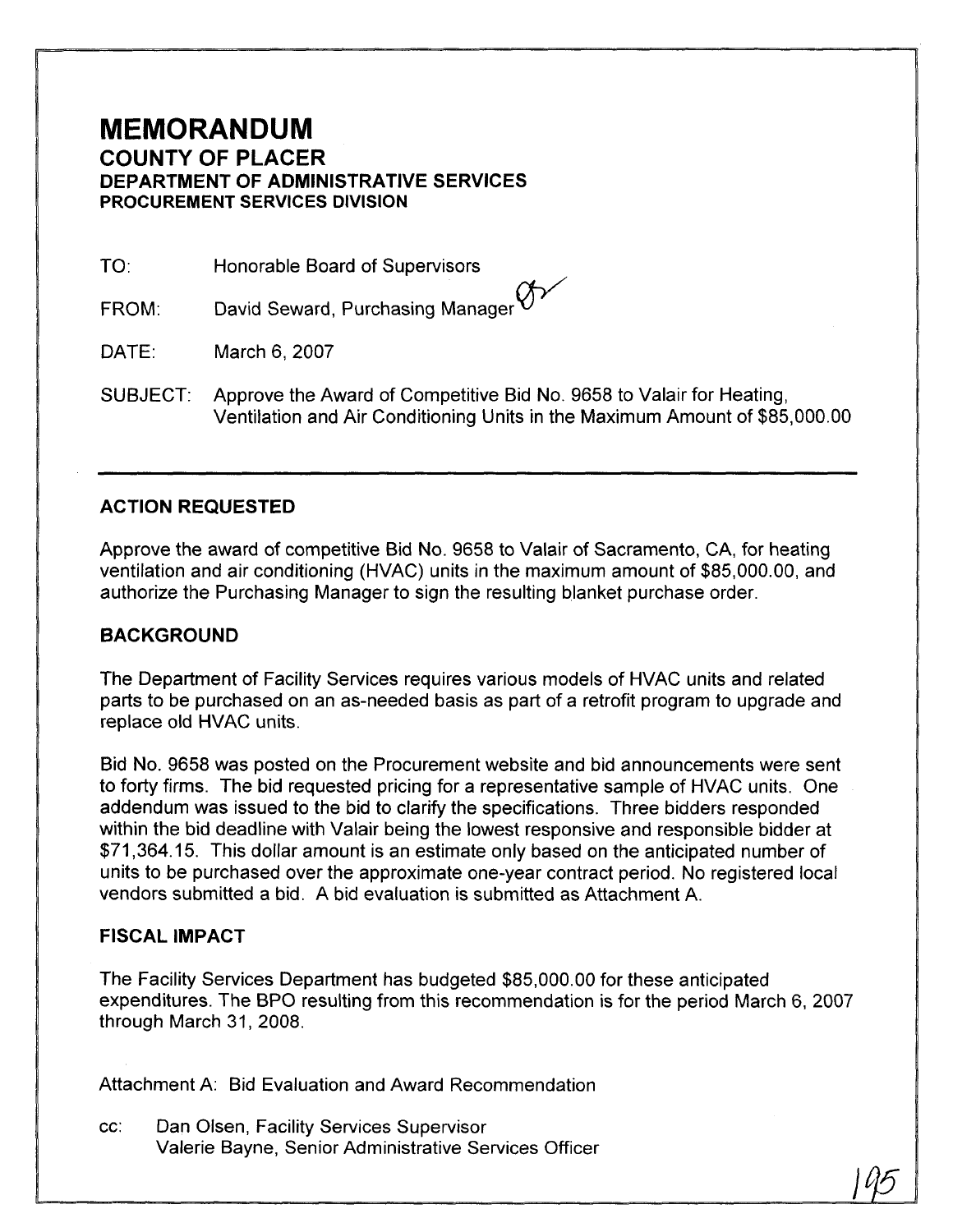# MEMORANDUM

## COUNTY OF PLACER

### DEPARTMENT OF ADMINISTRATIVE SERVICES

#### PROCUREMENT SERVICES DIVISION

TO: Honorable Board of Supervisors

FROM: David Seward, Purchasing Manager

DATE: March 6, 2007

SUBJECT: Approve the Award of Competitive Bid No. 9658 to Valair for Heating, Ventilation and Air Conditioning Units in the Maximum Amount of $85,000.00

---

### ACTION REQUESTED

Approve the award of competitive Bid No. 9658 to Valair of Sacramento, CA, for heating ventilation and air conditioning (HVAC) units in the maximum amount of $85,000.00, and authorize the Purchasing Manager to sign the resulting blanket purchase order.

### BACKGROUND

The Department of Facility Services requires various models of HVAC units and related parts to be purchased on an as-needed basis as part of a retrofit program to upgrade and replace old HVAC units.

Bid No. 9658 was posted on the Procurement website and bid announcements were sent to forty firms. The bid requested pricing for a representative sample of HVAC units. One addendum was issued to the bid to clarify the specifications. Three bidders responded within the bid deadline with Valair being the lowest responsive and responsible bidder at $71,364.15. This dollar amount is an estimate only based on the anticipated number of units to be purchased over the approximate one-year contract period. No registered local vendors submitted a bid. A bid evaluation is submitted as Attachment A.

### FISCAL IMPACT

The Facility Services Department has budgeted $85,000.00 for these anticipated expenditures. The BPO resulting from this recommendation is for the period March 6, 2007 through March 31, 2008.

Attachment A: Bid Evaluation and Award Recommendation

cc: Dan Olsen, Facility Services Supervisor
Valerie Bayne, Senior Administrative Services Officer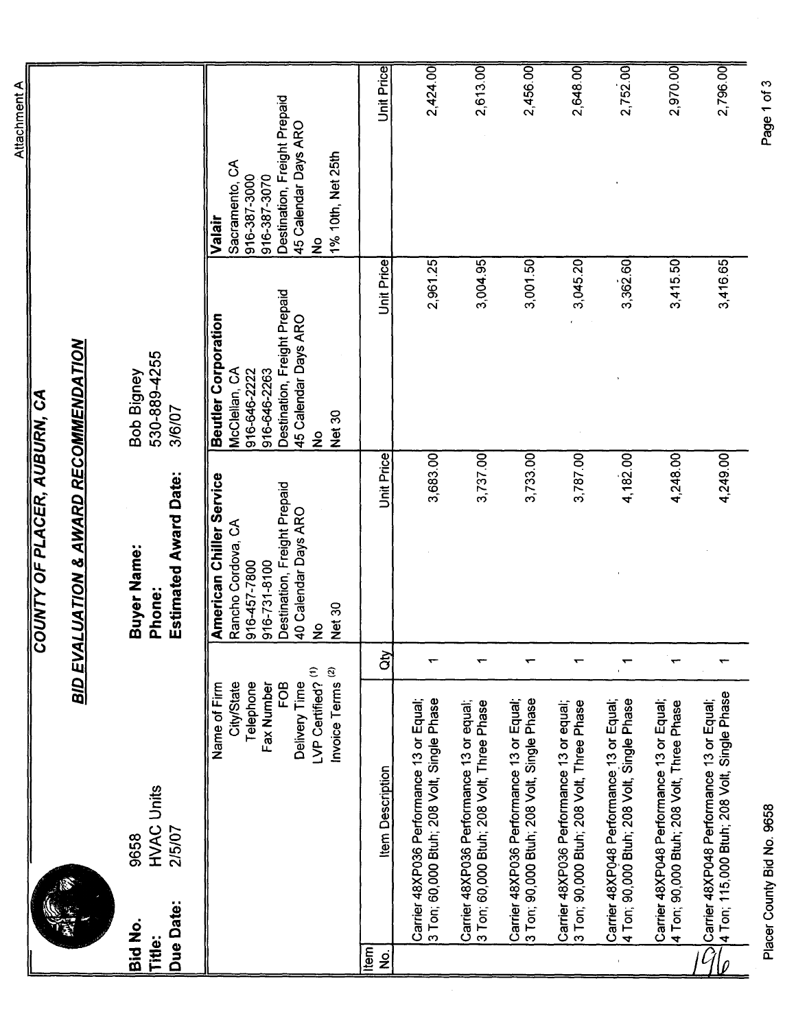Attachment A

# COUNTY OF PLACER, AUBURN, CA

## BID EVALUATION & AWARD RECOMMENDATION

**Bid No.** 9658
**Title:** HVAC Units
**Due Date:** 2/5/07

**Buyer Name:** Bob Bigney
**Phone:** 530-889-4255
**Estimated Award Date:** 3/6/07

| Item No. | Item Description | Qty | American Chiller Service | Beutler Corporation | Valair |
|---|---|---|---|---|---|
| | Name of Firm | | American Chiller Service | Beutler Corporation | Valair |
| | City/State | | Rancho Cordova, CA | McClellan, CA | Sacramento, CA |
| | Telephone | | 916-457-7800 | 916-646-2222 | 916-387-3000 |
| | Fax Number | | 916-731-8100 | 916-646-2263 | 916-387-3070 |
| | FOB | | Destination, Freight Prepaid | Destination, Freight Prepaid | Destination, Freight Prepaid |
| | Delivery Time | | 40 Calendar Days ARO | 45 Calendar Days ARO | 45 Calendar Days ARO |
| | LVP Certified? (1) | | No | No | No |
| | Invoice Terms (2) | | Net 30 | Net 30 | 1% 10th, Net 25th |
| | | | Unit Price | Unit Price | Unit Price |
| | Carrier 48XP036 Performance 13 or Equal; 3 Ton; 60,000 Btuh; 208 Volt, Single Phase | 1 | 3,683.00 | 2,961.25 | 2,424.00 |
| | Carrier 48XP036 Performance 13 or equal; 3 Ton; 60,000 Btuh; 208 Volt, Three Phase | 1 | 3,737.00 | 3,004.95 | 2,613.00 |
| | Carrier 48XP036 Performance 13 or Equal; 3 Ton; 90,000 Btuh; 208 Volt, Single Phase | 1 | 3,733.00 | 3,001.50 | 2,456.00 |
| | Carrier 48XP036 Performance 13 or equal; 3 Ton; 90,000 Btuh; 208 Volt, Three Phase | 1 | 3,787.00 | 3,045.20 | 2,648.00 |
| | Carrier 48XP048 Performance 13 or Equal; 4 Ton; 90,000 Btuh; 208 Volt, Single Phase | 1 | 4,182.00 | 3,362.60 | 2,752.00 |
| | Carrier 48XP048 Performance 13 or Equal; 4 Ton; 90,000 Btuh; 208 Volt, Three Phase | 1 | 4,248.00 | 3,415.50 | 2,970.00 |
| | Carrier 48XP048 Performance 13 or Equal; 4 Ton; 115,000 Btuh; 208 Volt, Single Phase | 1 | 4,249.00 | 3,416.65 | 2,796.00 |

Placer County Bid No. 9658

196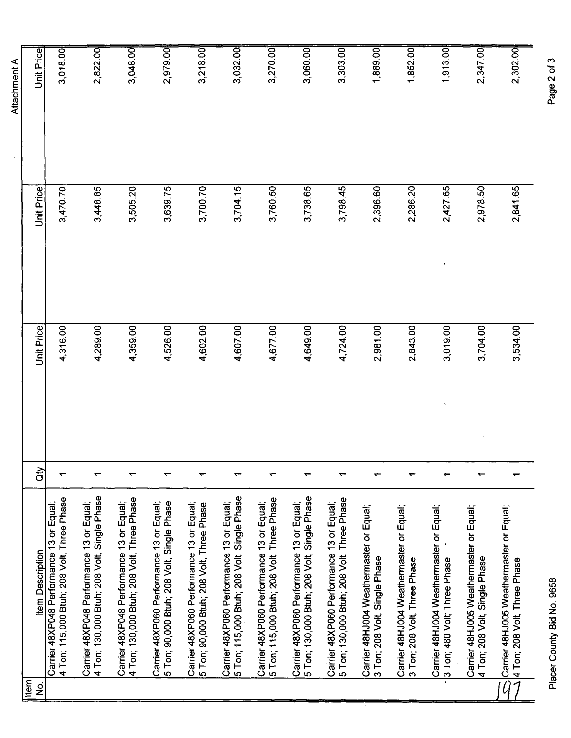Attachment A

| Item No. | Item Description | Qty | Unit Price | Unit Price | Unit Price |
|---|---|---|---|---|---|
| | Carrier 48XP048 Performance 13 or Equal; 4 Ton; 115,000 Btuh; 208 Volt, Three Phase | 1 | 4,316.00 | 3,470.70 | 3,018.00 |
| | Carrier 48XP048 Performance 13 or Equal; 4 Ton; 130,000 Btuh; 208 Volt, Single Phase | 1 | 4,289.00 | 3,448.85 | 2,822.00 |
| | Carrier 48XP048 Performance 13 or Equal; 4 Ton; 130,000 Btuh; 208 Volt, Three Phase | 1 | 4,359.00 | 3,505.20 | 3,048.00 |
| | Carrier 48XP060 Performance 13 or Equal; 5 Ton; 90,000 Btuh; 208 Volt, Single Phase | 1 | 4,526.00 | 3,639.75 | 2,979.00 |
| | Carrier 48XP060 Performance 13 or Equal; 5 Ton; 90,000 Btuh; 208 Volt, Three Phase | 1 | 4,602.00 | 3,700.70 | 3,218.00 |
| | Carrier 48XP060 Performance 13 or Equal; 5 Ton; 115,000 Btuh; 208 Volt, Single Phase | 1 | 4,607.00 | 3,704.15 | 3,032.00 |
| | Carrier 48XP060 Performance 13 or Equal; 5 Ton; 115,000 Btuh; 208 Volt, Three Phase | 1 | 4,677.00 | 3,760.50 | 3,270.00 |
| | Carrier 48XP060 Performance 13 or Equal; 5 Ton; 130,000 Btuh; 208 Volt, Single Phase | 1 | 4,649.00 | 3,738.65 | 3,060.00 |
| | Carrier 48XP060 Performance 13 or Equal; 5 Ton; 130,000 Btuh; 208 Volt, Three Phase | 1 | 4,724.00 | 3,798.45 | 3,303.00 |
| | Carrier 48HJ004 Weathermaster or Equal; 3 Ton; 208 Volt, Single Phase | 1 | 2,981.00 | 2,396.60 | 1,889.00 |
| | Carrier 48HJ004 Weathermaster or Equal; 3 Ton; 208 Volt, Three Phase | 1 | 2,843.00 | 2,286.20 | 1,852.00 |
| | Carrier 48HJ004 Weathermaster or Equal; 3 Ton; 480 Volt; Three Phase | 1 | 3,019.00 | 2,427.65 | 1,913.00 |
| | Carrier 48HJ005 Weathermaster or Equal; 4 Ton; 208 Volt, Single Phase | 1 | 3,704.00 | 2,978.50 | 2,347.00 |
| 197 | Carrier 48HJ005 Weathermaster or Equal; 4 Ton; 208 Volt, Three Phase | 1 | 3,534.00 | 2,841.65 | 2,302.00 |

Placer County Bid No. 9658